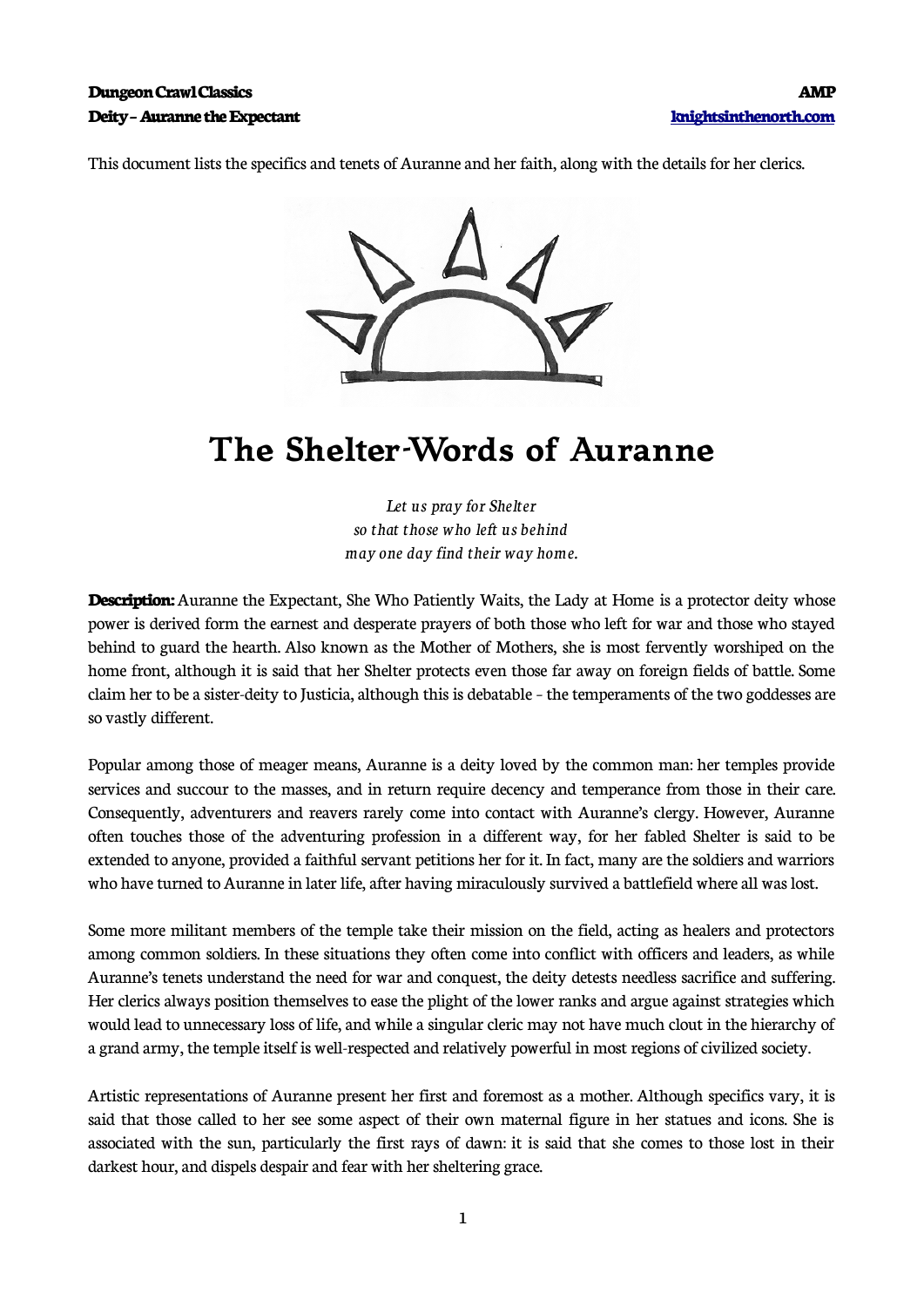This document lists the specifics and tenets of Auranne and her faith, along with the details for her clerics.

# The Shelter-Words of Auranne

*Let us pray for Shelter*
*so that those who left us behind*
*may one day find their way home.*

**Description:** Auranne the Expectant, She Who Patiently Waits, the Lady at Home is a protector deity whose power is derived form the earnest and desperate prayers of both those who left for war and those who stayed behind to guard the hearth. Also known as the Mother of Mothers, she is most fervently worshiped on the home front, although it is said that her Shelter protects even those far away on foreign fields of battle. Some claim her to be a sister-deity to Justicia, although this is debatable – the temperaments of the two goddesses are so vastly different.

Popular among those of meager means, Auranne is a deity loved by the common man: her temples provide services and succour to the masses, and in return require decency and temperance from those in their care. Consequently, adventurers and reavers rarely come into contact with Auranne's clergy. However, Auranne often touches those of the adventuring profession in a different way, for her fabled Shelter is said to be extended to anyone, provided a faithful servant petitions her for it. In fact, many are the soldiers and warriors who have turned to Auranne in later life, after having miraculously survived a battlefield where all was lost.

Some more militant members of the temple take their mission on the field, acting as healers and protectors among common soldiers. In these situations they often come into conflict with officers and leaders, as while Auranne's tenets understand the need for war and conquest, the deity detests needless sacrifice and suffering. Her clerics always position themselves to ease the plight of the lower ranks and argue against strategies which would lead to unnecessary loss of life, and while a singular cleric may not have much clout in the hierarchy of a grand army, the temple itself is well-respected and relatively powerful in most regions of civilized society.

Artistic representations of Auranne present her first and foremost as a mother. Although specifics vary, it is said that those called to her see some aspect of their own maternal figure in her statues and icons. She is associated with the sun, particularly the first rays of dawn: it is said that she comes to those lost in their darkest hour, and dispels despair and fear with her sheltering grace.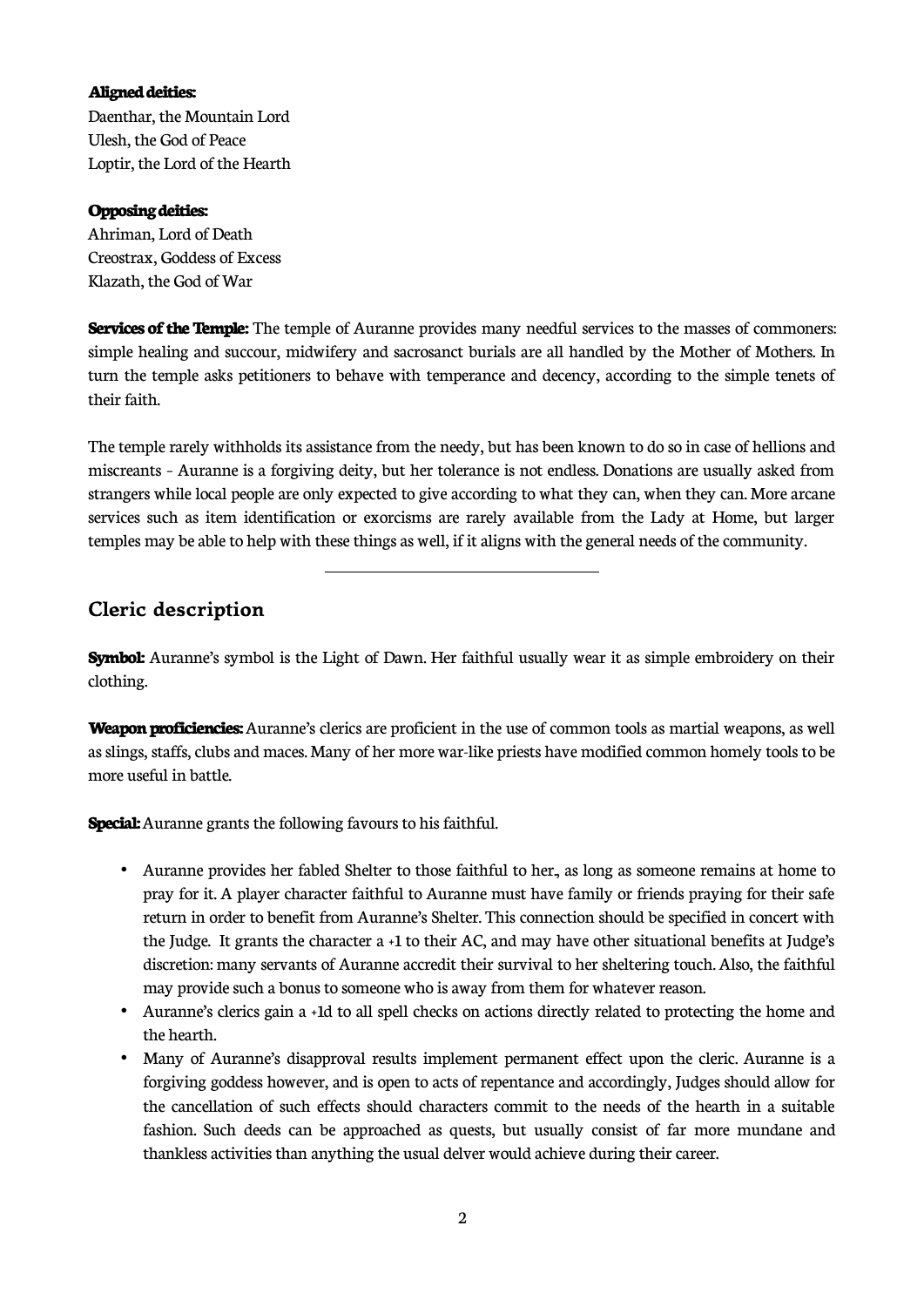**Aligned deities:**
Daenthar, the Mountain Lord
Ulesh, the God of Peace
Loptir, the Lord of the Hearth

**Opposing deities:**
Ahriman, Lord of Death
Creostrax, Goddess of Excess
Klazath, the God of War

**Services of the Temple:** The temple of Auranne provides many needful services to the masses of commoners: simple healing and succour, midwifery and sacrosanct burials are all handled by the Mother of Mothers. In turn the temple asks petitioners to behave with temperance and decency, according to the simple tenets of their faith.

The temple rarely withholds its assistance from the needy, but has been known to do so in case of hellions and miscreants - Auranne is a forgiving deity, but her tolerance is not endless. Donations are usually asked from strangers while local people are only expected to give according to what they can, when they can. More arcane services such as item identification or exorcisms are rarely available from the Lady at Home, but larger temples may be able to help with these things as well, if it aligns with the general needs of the community.

---

## Cleric description

**Symbol:** Auranne's symbol is the Light of Dawn. Her faithful usually wear it as simple embroidery on their clothing.

**Weapon proficiencies:** Auranne's clerics are proficient in the use of common tools as martial weapons, as well as slings, staffs, clubs and maces. Many of her more war-like priests have modified common homely tools to be more useful in battle.

**Special:** Auranne grants the following favours to his faithful.

- Auranne provides her fabled Shelter to those faithful to her., as long as someone remains at home to pray for it. A player character faithful to Auranne must have family or friends praying for their safe return in order to benefit from Auranne's Shelter. This connection should be specified in concert with the Judge. It grants the character a +1 to their AC, and may have other situational benefits at Judge's discretion: many servants of Auranne accredit their survival to her sheltering touch. Also, the faithful may provide such a bonus to someone who is away from them for whatever reason.
- Auranne's clerics gain a +1d to all spell checks on actions directly related to protecting the home and the hearth.
- Many of Auranne's disapproval results implement permanent effect upon the cleric. Auranne is a forgiving goddess however, and is open to acts of repentance and accordingly, Judges should allow for the cancellation of such effects should characters commit to the needs of the hearth in a suitable fashion. Such deeds can be approached as quests, but usually consist of far more mundane and thankless activities than anything the usual delver would achieve during their career.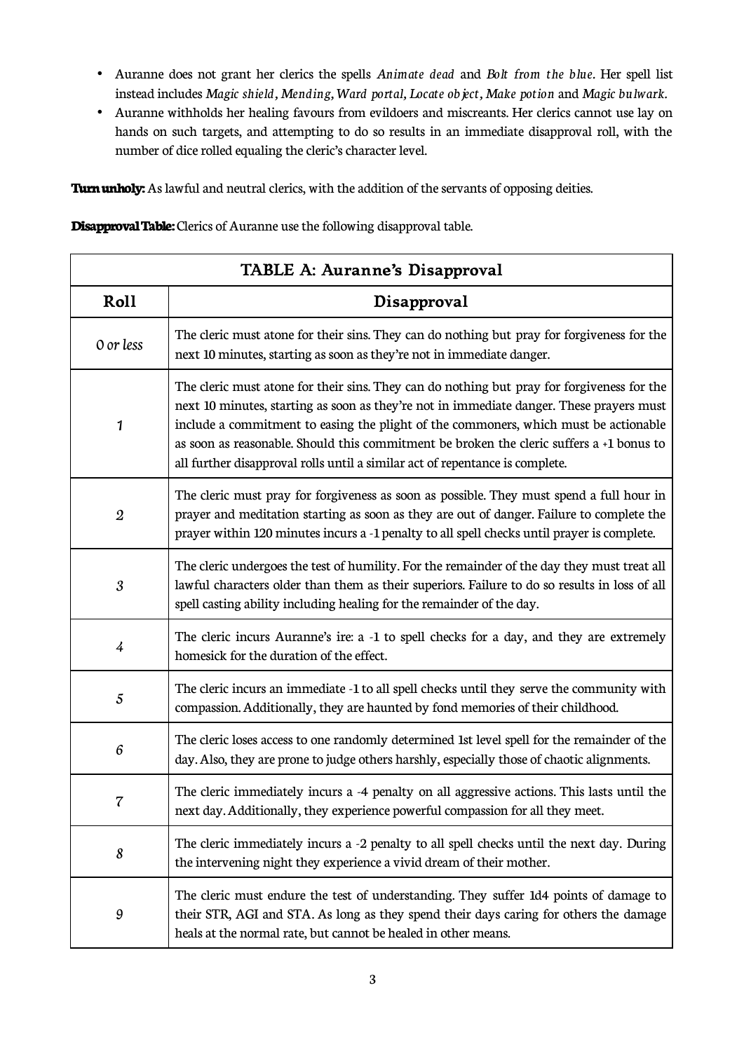- Auranne does not grant her clerics the spells *Animate dead* and *Bolt from the blue*. Her spell list instead includes *Magic shield*, *Mending*, *Ward portal*, *Locate object*, *Make potion* and *Magic bulwark*.
- Auranne withholds her healing favours from evildoers and miscreants. Her clerics cannot use lay on hands on such targets, and attempting to do so results in an immediate disapproval roll, with the number of dice rolled equaling the cleric's character level.

**Turn unholy:** As lawful and neutral clerics, with the addition of the servants of opposing deities.

**Disapproval Table:** Clerics of Auranne use the following disapproval table.

| TABLE A: Auranne's Disapproval | |
|---|---|
| **Roll** | **Disapproval** |
| *0 or less* | The cleric must atone for their sins. They can do nothing but pray for forgiveness for the next 10 minutes, starting as soon as they're not in immediate danger. |
| *1* | The cleric must atone for their sins. They can do nothing but pray for forgiveness for the next 10 minutes, starting as soon as they're not in immediate danger. These prayers must include a commitment to easing the plight of the commoners, which must be actionable as soon as reasonable. Should this commitment be broken the cleric suffers a +1 bonus to all further disapproval rolls until a similar act of repentance is complete. |
| *2* | The cleric must pray for forgiveness as soon as possible. They must spend a full hour in prayer and meditation starting as soon as they are out of danger. Failure to complete the prayer within 120 minutes incurs a -1 penalty to all spell checks until prayer is complete. |
| *3* | The cleric undergoes the test of humility. For the remainder of the day they must treat all lawful characters older than them as their superiors. Failure to do so results in loss of all spell casting ability including healing for the remainder of the day. |
| *4* | The cleric incurs Auranne's ire: a -1 to spell checks for a day, and they are extremely homesick for the duration of the effect. |
| *5* | The cleric incurs an immediate -1 to all spell checks until they serve the community with compassion. Additionally, they are haunted by fond memories of their childhood. |
| *6* | The cleric loses access to one randomly determined 1st level spell for the remainder of the day. Also, they are prone to judge others harshly, especially those of chaotic alignments. |
| *7* | The cleric immediately incurs a -4 penalty on all aggressive actions. This lasts until the next day. Additionally, they experience powerful compassion for all they meet. |
| *8* | The cleric immediately incurs a -2 penalty to all spell checks until the next day. During the intervening night they experience a vivid dream of their mother. |
| *9* | The cleric must endure the test of understanding. They suffer 1d4 points of damage to their STR, AGI and STA. As long as they spend their days caring for others the damage heals at the normal rate, but cannot be healed in other means. |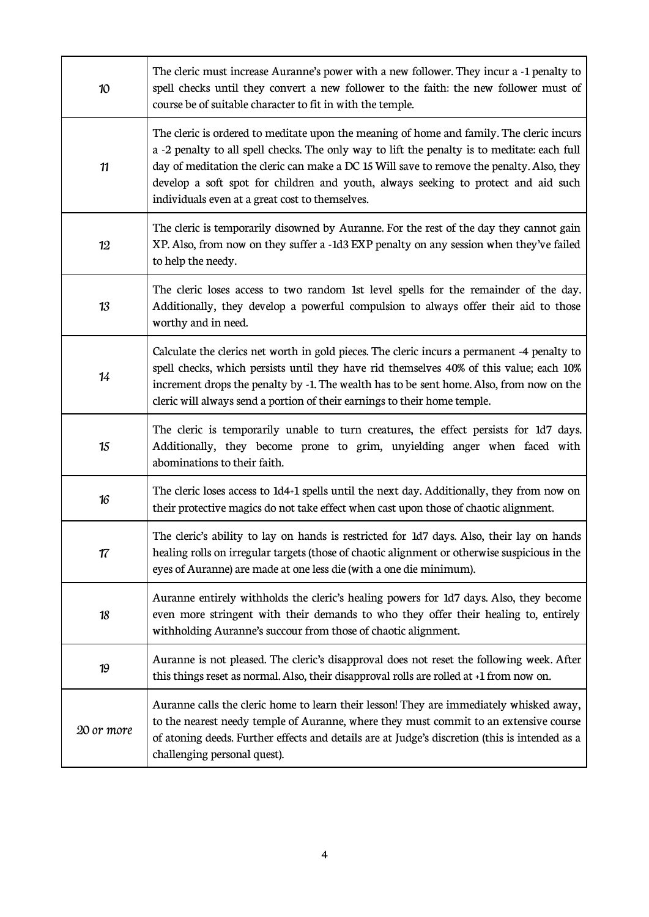| | |
|---|---|
| 10 | The cleric must increase Auranne's power with a new follower. They incur a -1 penalty to spell checks until they convert a new follower to the faith: the new follower must of course be of suitable character to fit in with the temple. |
| 11 | The cleric is ordered to meditate upon the meaning of home and family. The cleric incurs a -2 penalty to all spell checks. The only way to lift the penalty is to meditate: each full day of meditation the cleric can make a DC 15 Will save to remove the penalty. Also, they develop a soft spot for children and youth, always seeking to protect and aid such individuals even at a great cost to themselves. |
| 12 | The cleric is temporarily disowned by Auranne. For the rest of the day they cannot gain XP. Also, from now on they suffer a -1d3 EXP penalty on any session when they've failed to help the needy. |
| 13 | The cleric loses access to two random 1st level spells for the remainder of the day. Additionally, they develop a powerful compulsion to always offer their aid to those worthy and in need. |
| 14 | Calculate the clerics net worth in gold pieces. The cleric incurs a permanent -4 penalty to spell checks, which persists until they have rid themselves 40% of this value; each 10% increment drops the penalty by -1. The wealth has to be sent home. Also, from now on the cleric will always send a portion of their earnings to their home temple. |
| 15 | The cleric is temporarily unable to turn creatures, the effect persists for 1d7 days. Additionally, they become prone to grim, unyielding anger when faced with abominations to their faith. |
| 16 | The cleric loses access to 1d4+1 spells until the next day. Additionally, they from now on their protective magics do not take effect when cast upon those of chaotic alignment. |
| 17 | The cleric's ability to lay on hands is restricted for 1d7 days. Also, their lay on hands healing rolls on irregular targets (those of chaotic alignment or otherwise suspicious in the eyes of Auranne) are made at one less die (with a one die minimum). |
| 18 | Auranne entirely withholds the cleric's healing powers for 1d7 days. Also, they become even more stringent with their demands to who they offer their healing to, entirely withholding Auranne's succour from those of chaotic alignment. |
| 19 | Auranne is not pleased. The cleric's disapproval does not reset the following week. After this things reset as normal. Also, their disapproval rolls are rolled at +1 from now on. |
| *20 or more* | Auranne calls the cleric home to learn their lesson! They are immediately whisked away, to the nearest needy temple of Auranne, where they must commit to an extensive course of atoning deeds. Further effects and details are at Judge's discretion (this is intended as a challenging personal quest). |